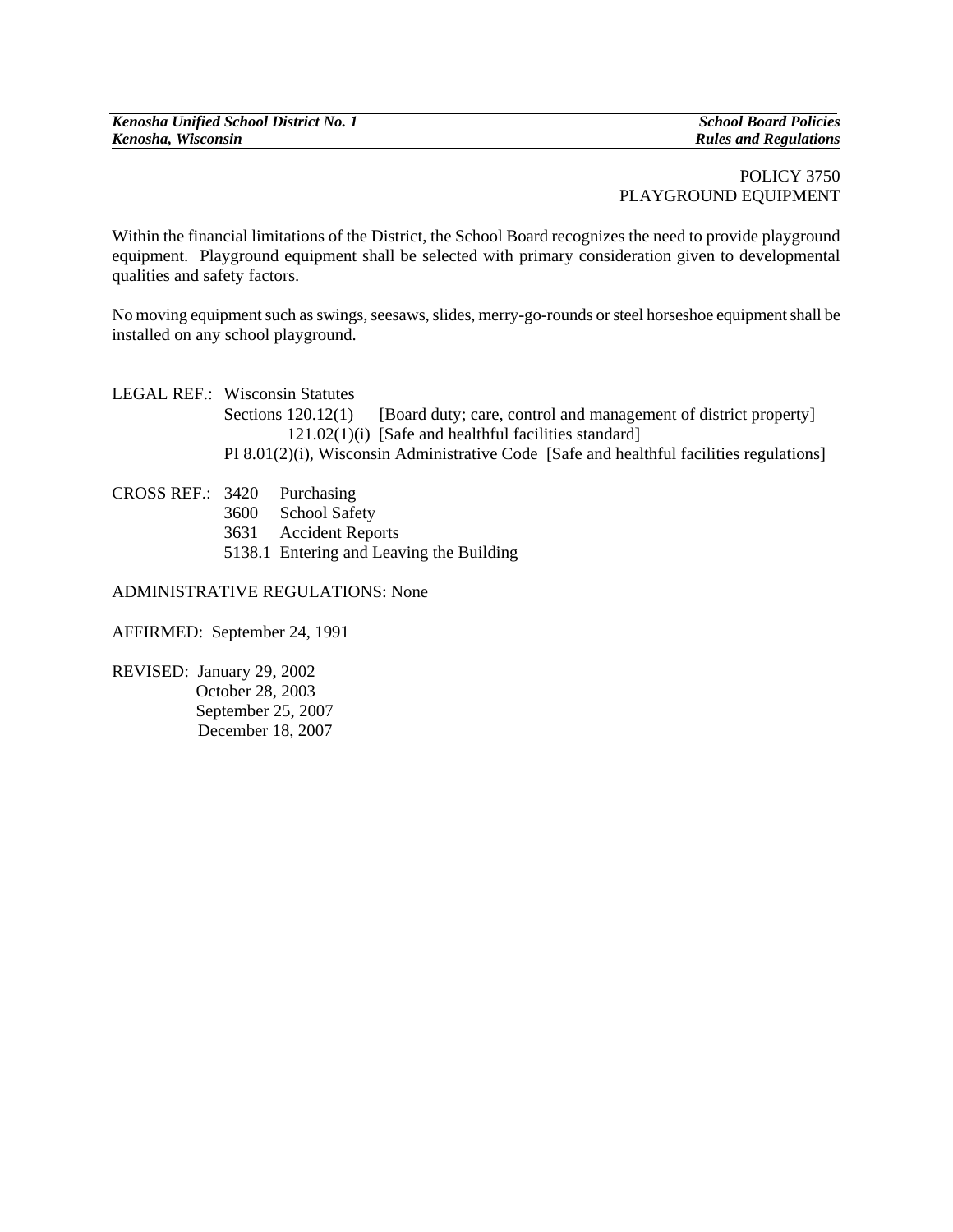POLICY 3750
PLAYGROUND EQUIPMENT

Within the financial limitations of the District, the School Board recognizes the need to provide playground equipment. Playground equipment shall be selected with primary consideration given to developmental qualities and safety factors.

No moving equipment such as swings, seesaws, slides, merry-go-rounds or steel horseshoe equipment shall be installed on any school playground.

LEGAL REF.: Wisconsin Statutes
Sections 120.12(1) [Board duty; care, control and management of district property]
121.02(1)(i) [Safe and healthful facilities standard]
PI 8.01(2)(i), Wisconsin Administrative Code [Safe and healthful facilities regulations]

CROSS REF.: 3420 Purchasing
3600 School Safety
3631 Accident Reports
5138.1 Entering and Leaving the Building

ADMINISTRATIVE REGULATIONS: None

AFFIRMED: September 24, 1991

REVISED: January 29, 2002
October 28, 2003
September 25, 2007
December 18, 2007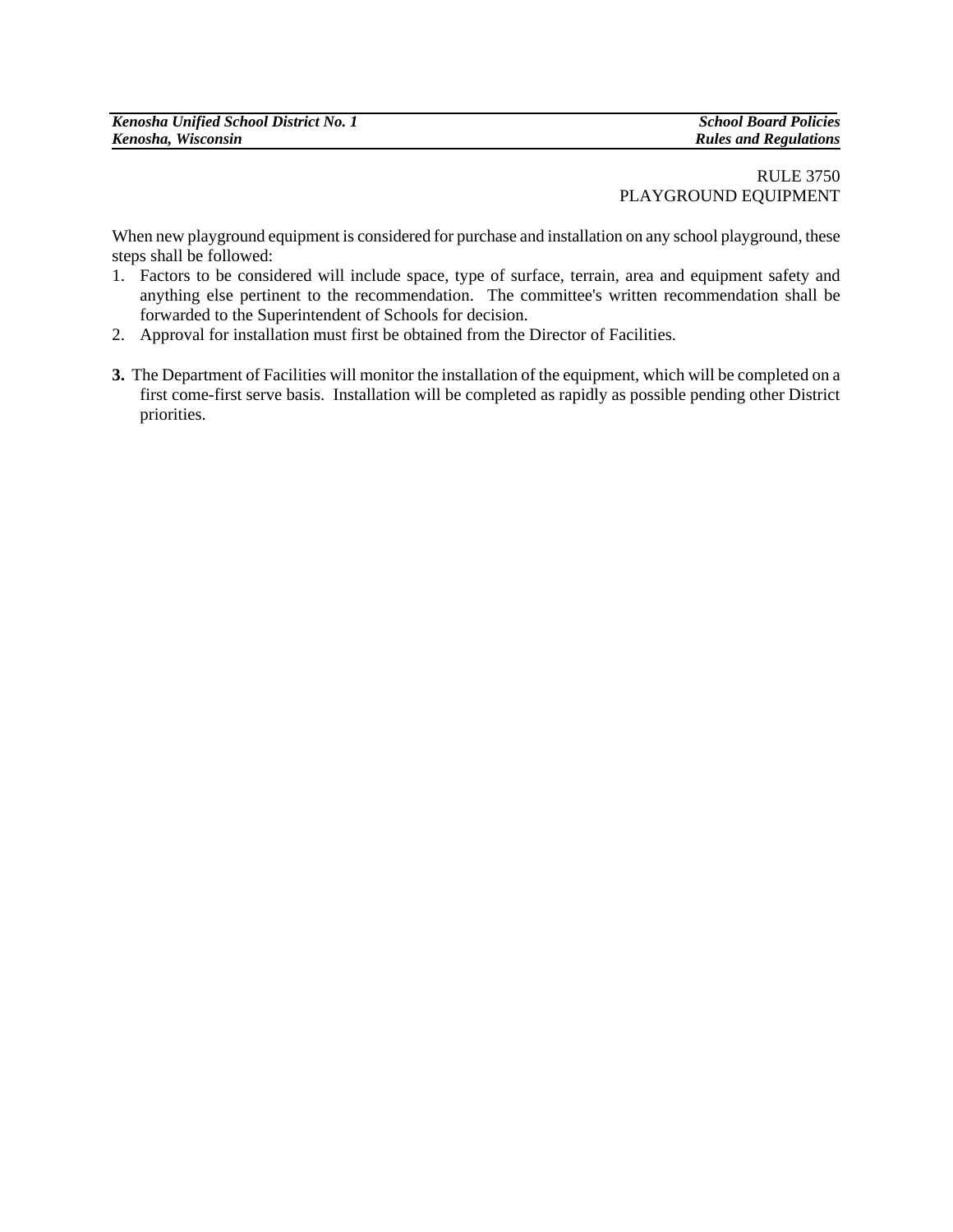RULE 3750
PLAYGROUND EQUIPMENT

When new playground equipment is considered for purchase and installation on any school playground, these steps shall be followed:

1. Factors to be considered will include space, type of surface, terrain, area and equipment safety and anything else pertinent to the recommendation. The committee's written recommendation shall be forwarded to the Superintendent of Schools for decision.
2. Approval for installation must first be obtained from the Director of Facilities.
3. The Department of Facilities will monitor the installation of the equipment, which will be completed on a first come-first serve basis. Installation will be completed as rapidly as possible pending other District priorities.